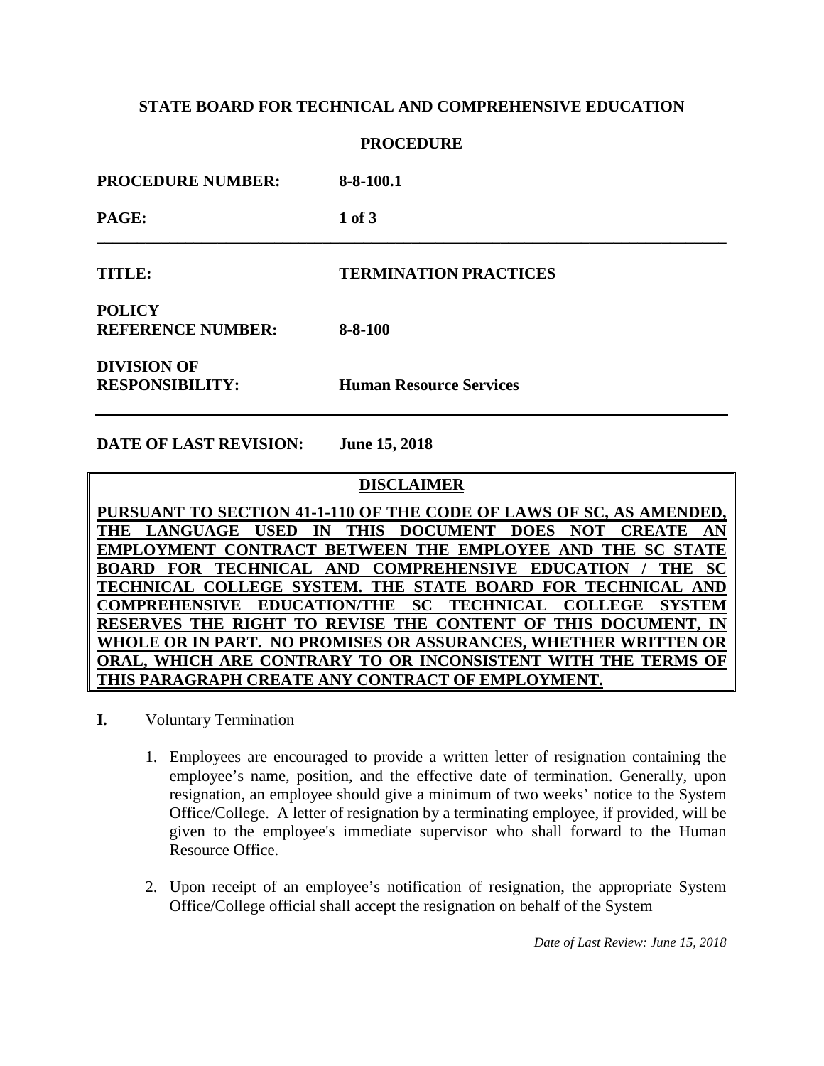**STATE BOARD FOR TECHNICAL AND COMPREHENSIVE EDUCATION**

**PROCEDURE**

| | |
|---|---|
| **PROCEDURE NUMBER:** | **8-8-100.1** |
| **TITLE:** | **TERMINATION PRACTICES** |
| **POLICY REFERENCE NUMBER:** | **8-8-100** |
| **DIVISION OF RESPONSIBILITY:** | **Human Resource Services** |
| **DATE OF LAST REVISION:** | **June 15, 2018** |

**DISCLAIMER**

**PURSUANT TO SECTION 41-1-110 OF THE CODE OF LAWS OF SC, AS AMENDED, THE LANGUAGE USED IN THIS DOCUMENT DOES NOT CREATE AN EMPLOYMENT CONTRACT BETWEEN THE EMPLOYEE AND THE SC STATE BOARD FOR TECHNICAL AND COMPREHENSIVE EDUCATION / THE SC TECHNICAL COLLEGE SYSTEM. THE STATE BOARD FOR TECHNICAL AND COMPREHENSIVE EDUCATION/THE SC TECHNICAL COLLEGE SYSTEM RESERVES THE RIGHT TO REVISE THE CONTENT OF THIS DOCUMENT, IN WHOLE OR IN PART. NO PROMISES OR ASSURANCES, WHETHER WRITTEN OR ORAL, WHICH ARE CONTRARY TO OR INCONSISTENT WITH THE TERMS OF THIS PARAGRAPH CREATE ANY CONTRACT OF EMPLOYMENT.**

**I.** Voluntary Termination

1. Employees are encouraged to provide a written letter of resignation containing the employee's name, position, and the effective date of termination. Generally, upon resignation, an employee should give a minimum of two weeks' notice to the System Office/College. A letter of resignation by a terminating employee, if provided, will be given to the employee's immediate supervisor who shall forward to the Human Resource Office.

2. Upon receipt of an employee's notification of resignation, the appropriate System Office/College official shall accept the resignation on behalf of the System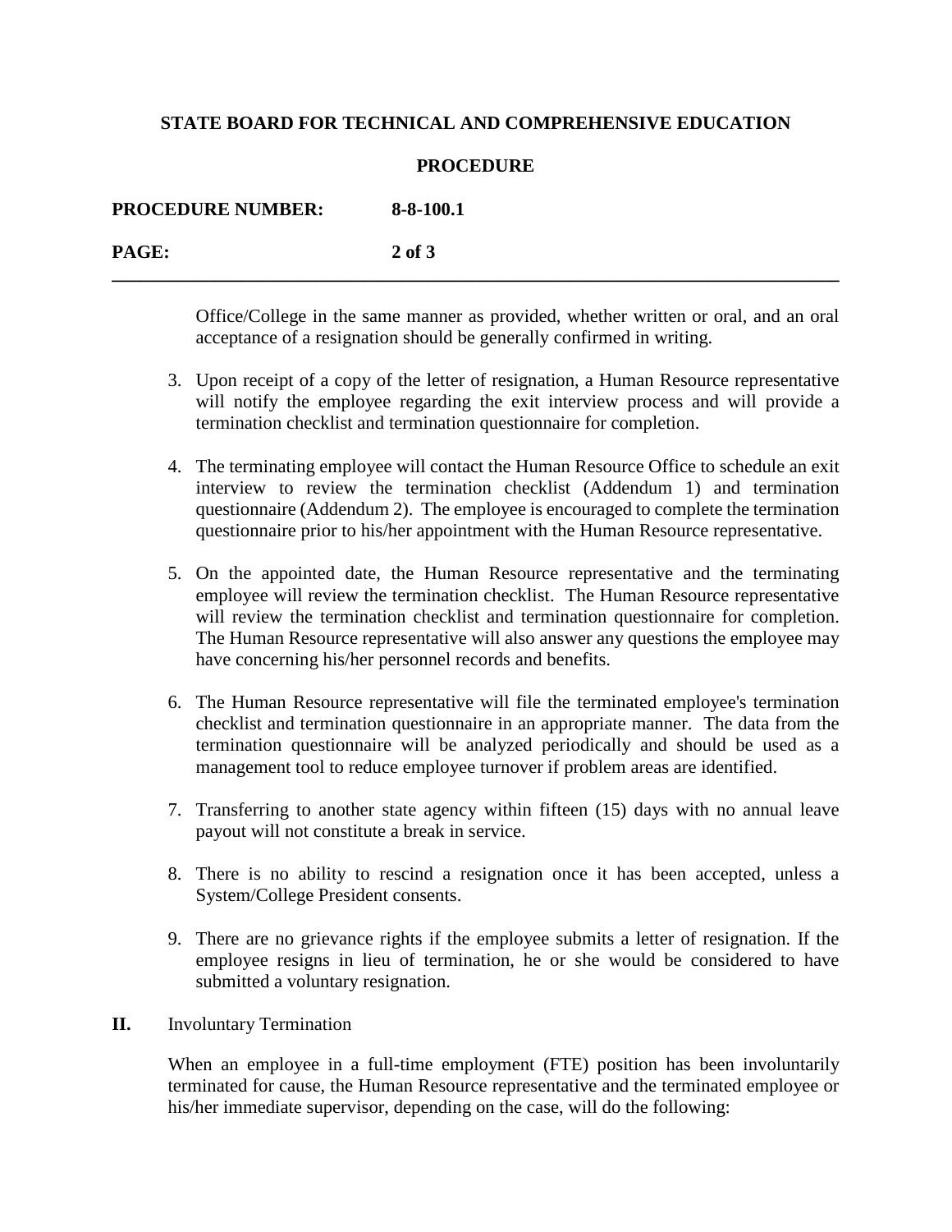Office/College in the same manner as provided, whether written or oral, and an oral acceptance of a resignation should be generally confirmed in writing.

3. Upon receipt of a copy of the letter of resignation, a Human Resource representative will notify the employee regarding the exit interview process and will provide a termination checklist and termination questionnaire for completion.

4. The terminating employee will contact the Human Resource Office to schedule an exit interview to review the termination checklist (Addendum 1) and termination questionnaire (Addendum 2). The employee is encouraged to complete the termination questionnaire prior to his/her appointment with the Human Resource representative.

5. On the appointed date, the Human Resource representative and the terminating employee will review the termination checklist. The Human Resource representative will review the termination checklist and termination questionnaire for completion. The Human Resource representative will also answer any questions the employee may have concerning his/her personnel records and benefits.

6. The Human Resource representative will file the terminated employee's termination checklist and termination questionnaire in an appropriate manner. The data from the termination questionnaire will be analyzed periodically and should be used as a management tool to reduce employee turnover if problem areas are identified.

7. Transferring to another state agency within fifteen (15) days with no annual leave payout will not constitute a break in service.

8. There is no ability to rescind a resignation once it has been accepted, unless a System/College President consents.

9. There are no grievance rights if the employee submits a letter of resignation. If the employee resigns in lieu of termination, he or she would be considered to have submitted a voluntary resignation.

**II.** Involuntary Termination

When an employee in a full-time employment (FTE) position has been involuntarily terminated for cause, the Human Resource representative and the terminated employee or his/her immediate supervisor, depending on the case, will do the following: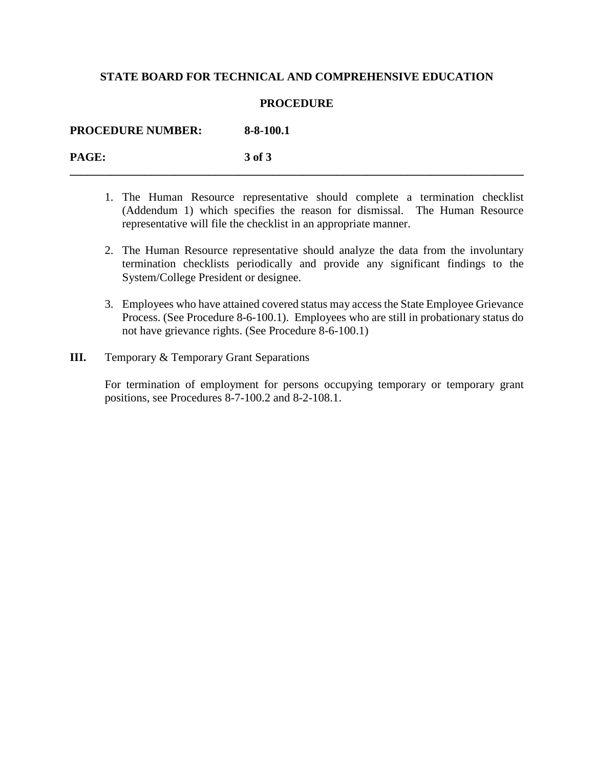1. The Human Resource representative should complete a termination checklist (Addendum 1) which specifies the reason for dismissal. The Human Resource representative will file the checklist in an appropriate manner.

2. The Human Resource representative should analyze the data from the involuntary termination checklists periodically and provide any significant findings to the System/College President or designee.

3. Employees who have attained covered status may access the State Employee Grievance Process. (See Procedure 8-6-100.1). Employees who are still in probationary status do not have grievance rights. (See Procedure 8-6-100.1)

**III.** Temporary & Temporary Grant Separations

For termination of employment for persons occupying temporary or temporary grant positions, see Procedures 8-7-100.2 and 8-2-108.1.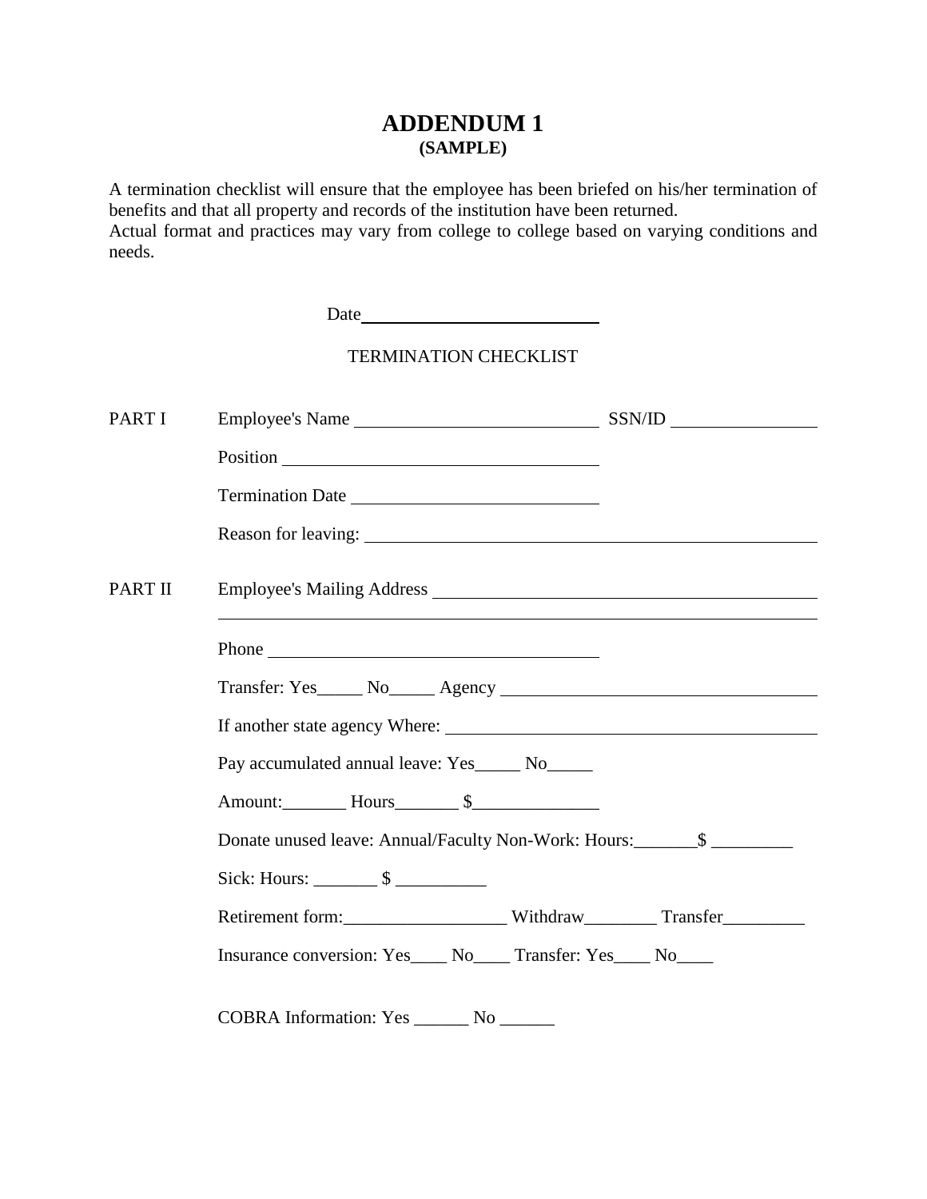# ADDENDUM 1
**(SAMPLE)**

A termination checklist will ensure that the employee has been briefed on his/her termination of benefits and that all property and records of the institution have been returned.
Actual format and practices may vary from college to college based on varying conditions and needs.

Date____________________________

TERMINATION CHECKLIST

PART I

Employee's Name ____________________________ SSN/ID ________________

Position ________________________________

Termination Date ____________________________

Reason for leaving: ______________________________________________

PART II

Employee's Mailing Address ______________________________________

______________________________________________________________

Phone ________________________________

Transfer: Yes_____ No_____ Agency ______________________________

If another state agency Where: ______________________________________

Pay accumulated annual leave: Yes_____ No_____

Amount:_______ Hours_______ $______________

Donate unused leave: Annual/Faculty Non-Work: Hours:_______$ _________

Sick: Hours: _______ $ __________

Retirement form:__________________ Withdraw________ Transfer_________

Insurance conversion: Yes____ No____ Transfer: Yes____ No____

COBRA Information: Yes ______ No ______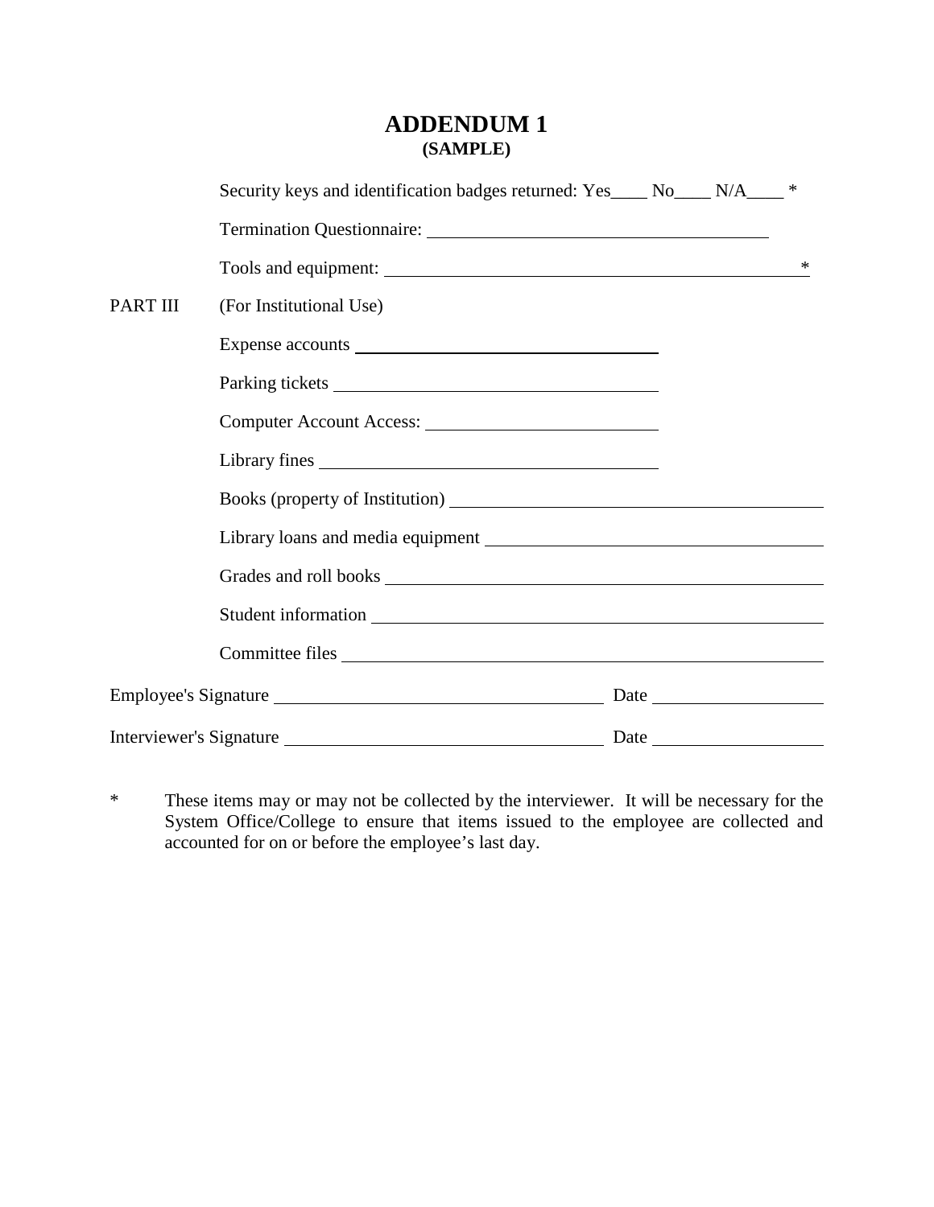# ADDENDUM 1
**(SAMPLE)**

Security keys and identification badges returned: Yes____ No____ N/A____ *

Termination Questionnaire: ______________________________

Tools and equipment: ______________________________ *

PART III (For Institutional Use)

Expense accounts ______________________________

Parking tickets ______________________________

Computer Account Access: ______________________________

Library fines ______________________________

Books (property of Institution) ______________________________

Library loans and media equipment ______________________________

Grades and roll books ______________________________

Student information ______________________________

Committee files ______________________________

Employee's Signature ______________________________ Date ______________

Interviewer's Signature ______________________________ Date ______________

\* These items may or may not be collected by the interviewer. It will be necessary for the System Office/College to ensure that items issued to the employee are collected and accounted for on or before the employee's last day.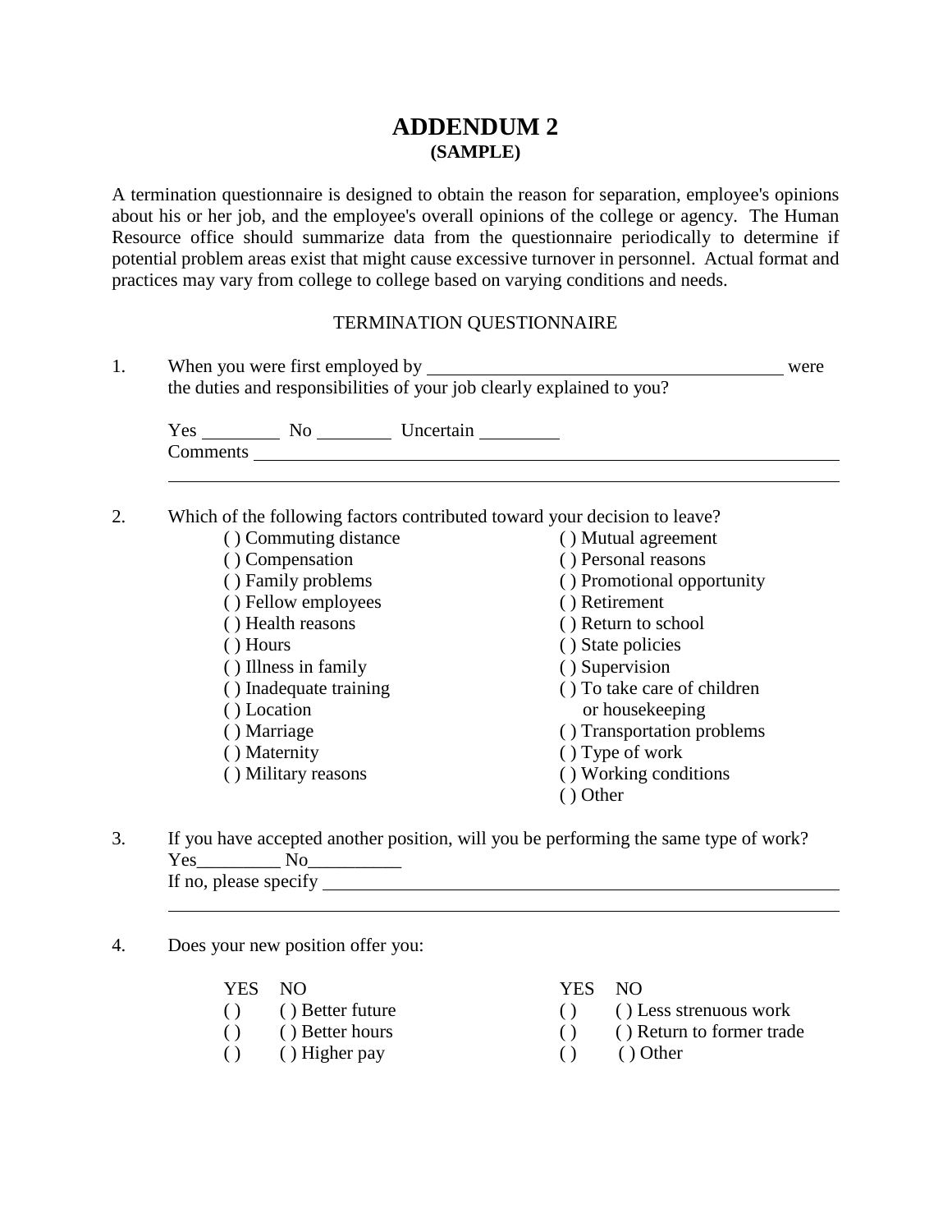# ADDENDUM 2
## (SAMPLE)

A termination questionnaire is designed to obtain the reason for separation, employee's opinions about his or her job, and the employee's overall opinions of the college or agency. The Human Resource office should summarize data from the questionnaire periodically to determine if potential problem areas exist that might cause excessive turnover in personnel. Actual format and practices may vary from college to college based on varying conditions and needs.

TERMINATION QUESTIONNAIRE

1. When you were first employed by ________________________________________ were the duties and responsibilities of your job clearly explained to you?

   Yes ________ No ________ Uncertain ________
   Comments ______________________________________________________________
   ______________________________________________________________________

2. Which of the following factors contributed toward your decision to leave?

   ( ) Commuting distance
   ( ) Compensation
   ( ) Family problems
   ( ) Fellow employees
   ( ) Health reasons
   ( ) Hours
   ( ) Illness in family
   ( ) Inadequate training
   ( ) Location
   ( ) Marriage
   ( ) Maternity
   ( ) Military reasons
   ( ) Mutual agreement
   ( ) Personal reasons
   ( ) Promotional opportunity
   ( ) Retirement
   ( ) Return to school
   ( ) State policies
   ( ) Supervision
   ( ) To take care of children or housekeeping
   ( ) Transportation problems
   ( ) Type of work
   ( ) Working conditions
   ( ) Other

3. If you have accepted another position, will you be performing the same type of work?
   Yes_________ No__________
   If no, please specify ______________________________________________________
   ______________________________________________________________________

4. Does your new position offer you:

| YES | NO | | YES | NO | |
|---|---|---|---|---|---|
| ( ) | ( ) | Better future | ( ) | ( ) | Less strenuous work |
| ( ) | ( ) | Better hours | ( ) | ( ) | Return to former trade |
| ( ) | ( ) | Higher pay | ( ) | ( ) | Other |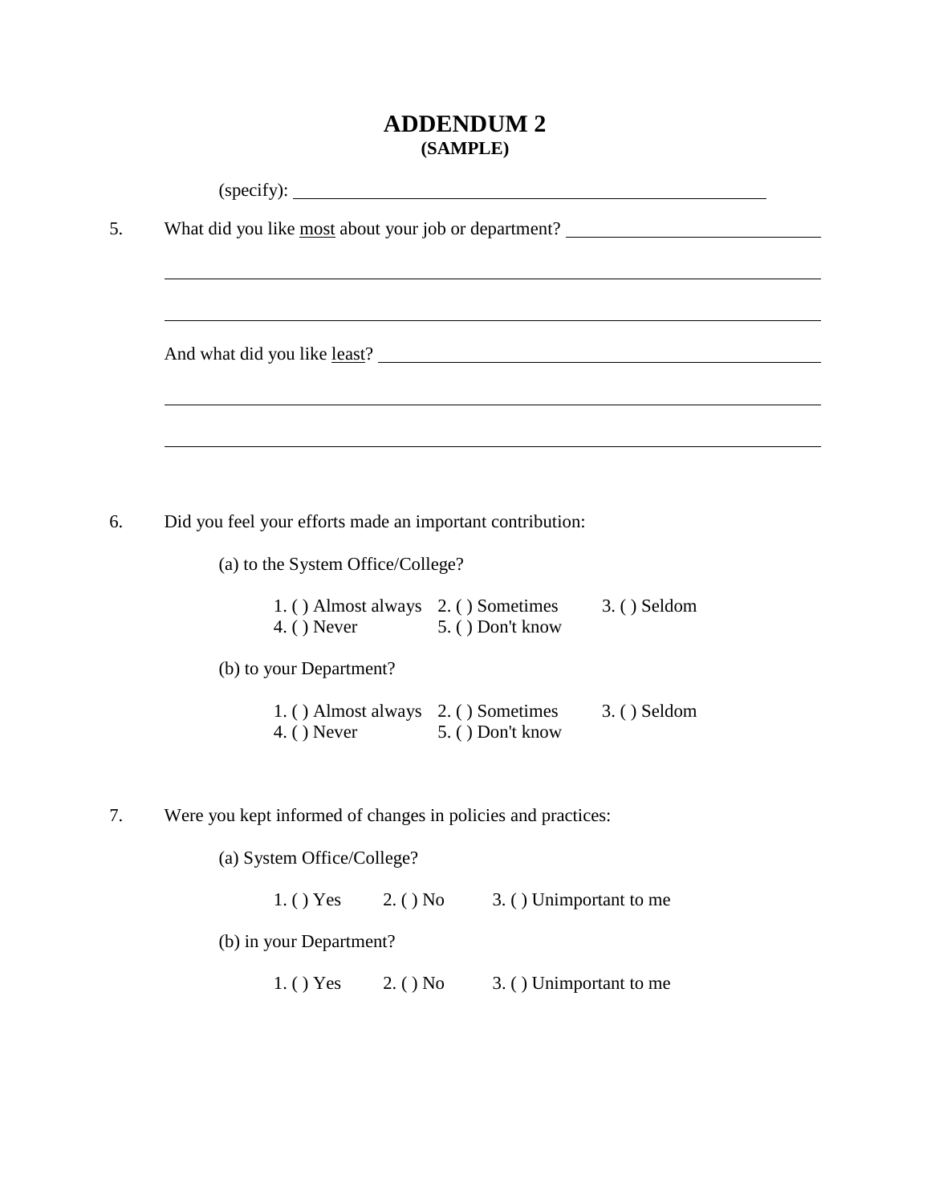# ADDENDUM 2
**(SAMPLE)**

(specify): ____________________________________________

5. What did you like <u>most</u> about your job or department? ______________________

______________________________________________________________

______________________________________________________________

And what did you like <u>least</u>? ____________________________________

______________________________________________________________

______________________________________________________________

6. Did you feel your efforts made an important contribution:

   (a) to the System Office/College?

   1. ( ) Almost always   2. ( ) Sometimes   3. ( ) Seldom
   4. ( ) Never   5. ( ) Don't know

   (b) to your Department?

   1. ( ) Almost always   2. ( ) Sometimes   3. ( ) Seldom
   4. ( ) Never   5. ( ) Don't know

7. Were you kept informed of changes in policies and practices:

   (a) System Office/College?

   1. ( ) Yes   2. ( ) No   3. ( ) Unimportant to me

   (b) in your Department?

   1. ( ) Yes   2. ( ) No   3. ( ) Unimportant to me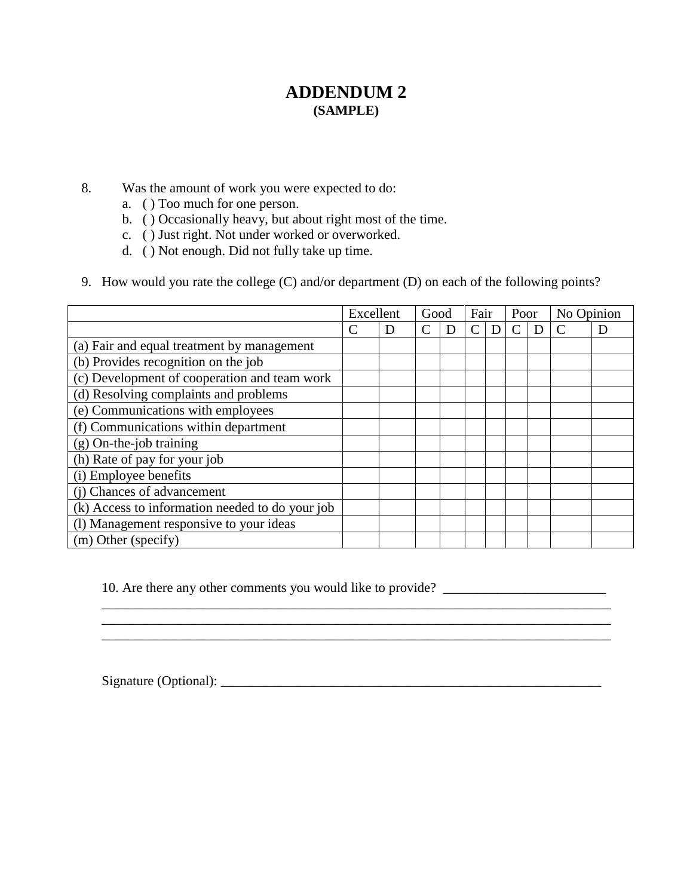# ADDENDUM 2
**(SAMPLE)**

8. Was the amount of work you were expected to do:
   a. ( ) Too much for one person.
   b. ( ) Occasionally heavy, but about right most of the time.
   c. ( ) Just right. Not under worked or overworked.
   d. ( ) Not enough. Did not fully take up time.

9. How would you rate the college (C) and/or department (D) on each of the following points?

| | Excellent | | Good | | Fair | | Poor | | No Opinion | |
|---|---|---|---|---|---|---|---|---|---|---|
| | C | D | C | D | C | D | C | D | C | D |
| (a) Fair and equal treatment by management | | | | | | | | | | |
| (b) Provides recognition on the job | | | | | | | | | | |
| (c) Development of cooperation and team work | | | | | | | | | | |
| (d) Resolving complaints and problems | | | | | | | | | | |
| (e) Communications with employees | | | | | | | | | | |
| (f) Communications within department | | | | | | | | | | |
| (g) On-the-job training | | | | | | | | | | |
| (h) Rate of pay for your job | | | | | | | | | | |
| (i) Employee benefits | | | | | | | | | | |
| (j) Chances of advancement | | | | | | | | | | |
| (k) Access to information needed to do your job | | | | | | | | | | |
| (l) Management responsive to your ideas | | | | | | | | | | |
| (m) Other (specify) | | | | | | | | | | |

10. Are there any other comments you would like to provide? ________________________
_____________________________________________________________________________
_____________________________________________________________________________
_____________________________________________________________________________

Signature (Optional): ___________________________________________________________